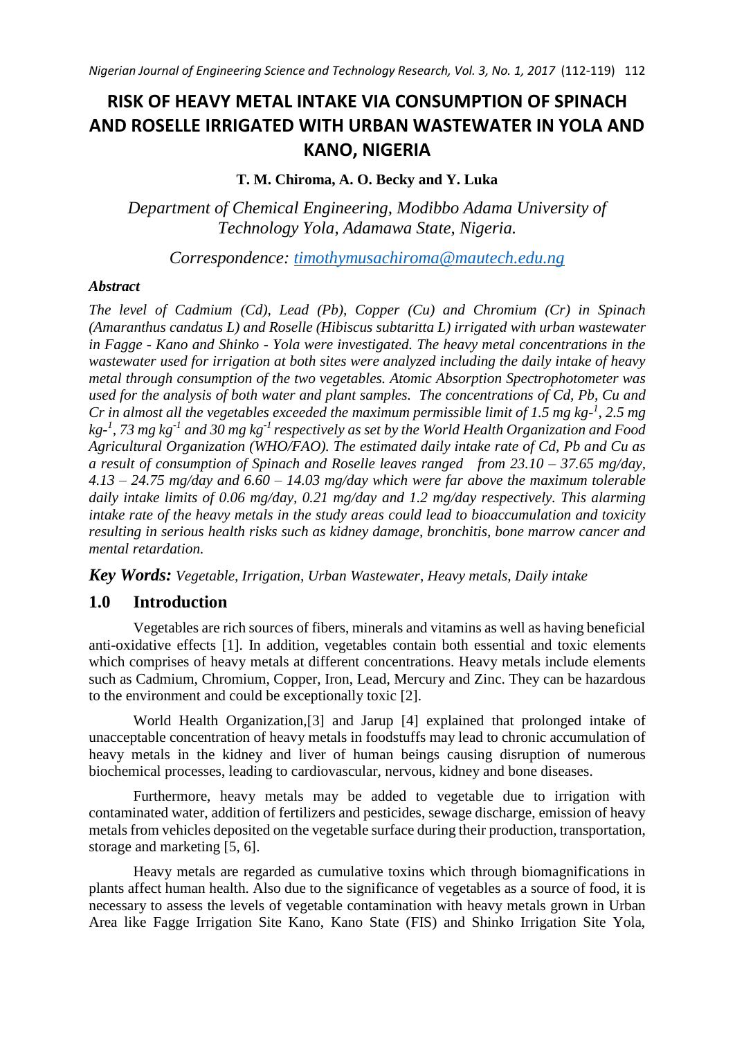# RISK OF HEAVY METAL INTAKE VIA CONSUMPTION OF SPINACH AND ROSELLE IRRIGATED WITH URBAN WASTEWATER IN YOLA AND KANO, NIGERIA

**T. M. Chiroma, A. O. Becky and Y. Luka**

*Department of Chemical Engineering, Modibbo Adama University of Technology Yola, Adamawa State, Nigeria.*

*Correspondence: timothymusachiroma@mautech.edu.ng*

### *Abstract*

*The level of Cadmium (Cd), Lead (Pb), Copper (Cu) and Chromium (Cr) in Spinach (Amaranthus candatus L) and Roselle (Hibiscus subtaritta L) irrigated with urban wastewater in Fagge - Kano and Shinko - Yola were investigated. The heavy metal concentrations in the wastewater used for irrigation at both sites were analyzed including the daily intake of heavy metal through consumption of the two vegetables. Atomic Absorption Spectrophotometer was used for the analysis of both water and plant samples. The concentrations of Cd, Pb, Cu and Cr in almost all the vegetables exceeded the maximum permissible limit of 1.5 mg kg-$^{1}$, 2.5 mg kg-$^{1}$, 73 mg kg$^{-1}$ and 30 mg kg$^{-1}$ respectively as set by the World Health Organization and Food Agricultural Organization (WHO/FAO). The estimated daily intake rate of Cd, Pb and Cu as a result of consumption of Spinach and Roselle leaves ranged from 23.10 – 37.65 mg/day, 4.13 – 24.75 mg/day and 6.60 – 14.03 mg/day which were far above the maximum tolerable daily intake limits of 0.06 mg/day, 0.21 mg/day and 1.2 mg/day respectively. This alarming intake rate of the heavy metals in the study areas could lead to bioaccumulation and toxicity resulting in serious health risks such as kidney damage, bronchitis, bone marrow cancer and mental retardation.*

***Key Words:*** *Vegetable, Irrigation, Urban Wastewater, Heavy metals, Daily intake*

## 1.0 Introduction

Vegetables are rich sources of fibers, minerals and vitamins as well as having beneficial anti-oxidative effects [1]. In addition, vegetables contain both essential and toxic elements which comprises of heavy metals at different concentrations. Heavy metals include elements such as Cadmium, Chromium, Copper, Iron, Lead, Mercury and Zinc. They can be hazardous to the environment and could be exceptionally toxic [2].

World Health Organization,[3] and Jarup [4] explained that prolonged intake of unacceptable concentration of heavy metals in foodstuffs may lead to chronic accumulation of heavy metals in the kidney and liver of human beings causing disruption of numerous biochemical processes, leading to cardiovascular, nervous, kidney and bone diseases.

Furthermore, heavy metals may be added to vegetable due to irrigation with contaminated water, addition of fertilizers and pesticides, sewage discharge, emission of heavy metals from vehicles deposited on the vegetable surface during their production, transportation, storage and marketing [5, 6].

Heavy metals are regarded as cumulative toxins which through biomagnifications in plants affect human health. Also due to the significance of vegetables as a source of food, it is necessary to assess the levels of vegetable contamination with heavy metals grown in Urban Area like Fagge Irrigation Site Kano, Kano State (FIS) and Shinko Irrigation Site Yola,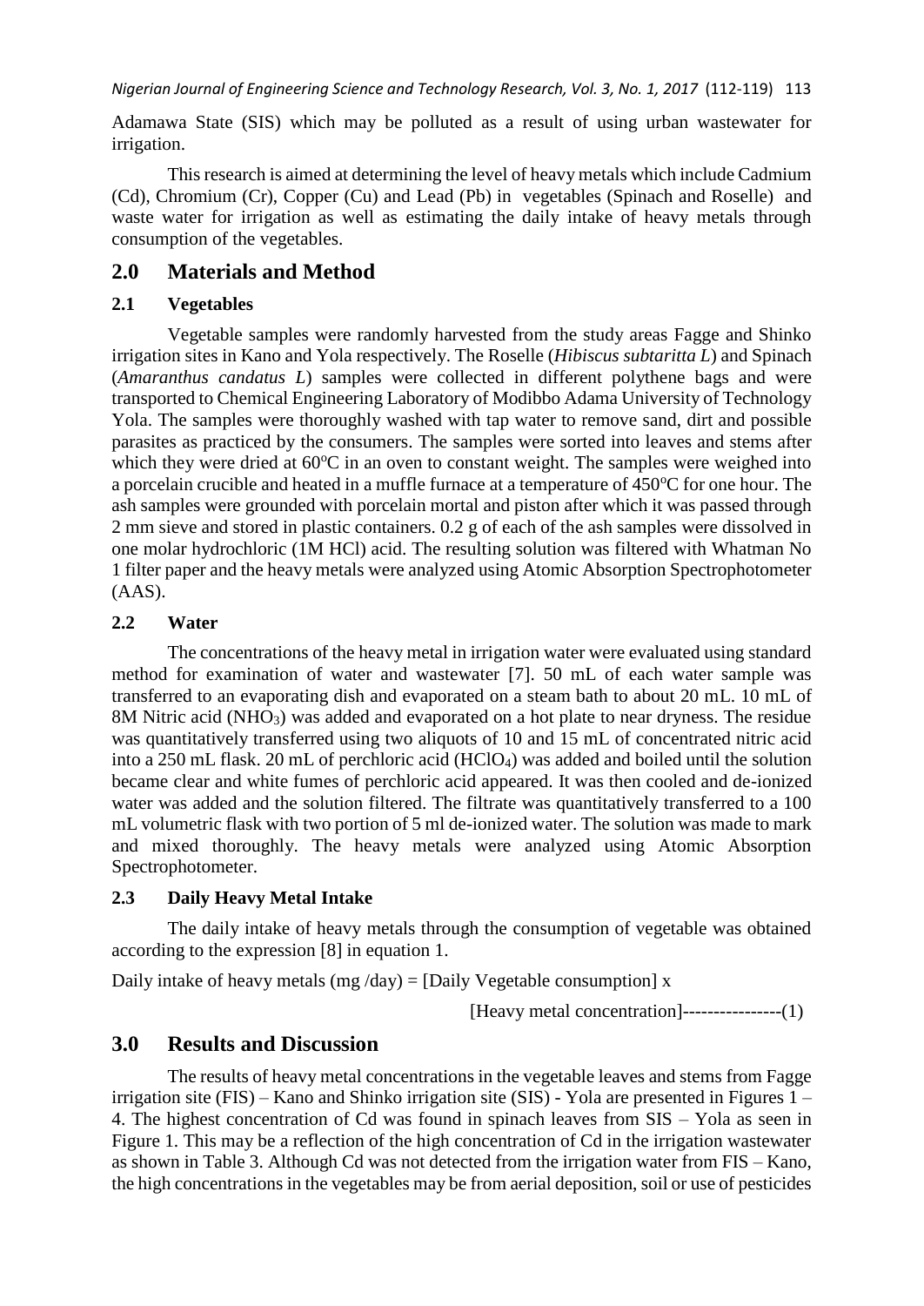Adamawa State (SIS) which may be polluted as a result of using urban wastewater for irrigation.

This research is aimed at determining the level of heavy metals which include Cadmium (Cd), Chromium (Cr), Copper (Cu) and Lead (Pb) in vegetables (Spinach and Roselle) and waste water for irrigation as well as estimating the daily intake of heavy metals through consumption of the vegetables.

## 2.0 Materials and Method

### 2.1 Vegetables

Vegetable samples were randomly harvested from the study areas Fagge and Shinko irrigation sites in Kano and Yola respectively. The Roselle (*Hibiscus subtaritta L*) and Spinach (*Amaranthus candatus L*) samples were collected in different polythene bags and were transported to Chemical Engineering Laboratory of Modibbo Adama University of Technology Yola. The samples were thoroughly washed with tap water to remove sand, dirt and possible parasites as practiced by the consumers. The samples were sorted into leaves and stems after which they were dried at 60°C in an oven to constant weight. The samples were weighed into a porcelain crucible and heated in a muffle furnace at a temperature of 450°C for one hour. The ash samples were grounded with porcelain mortal and piston after which it was passed through 2 mm sieve and stored in plastic containers. 0.2 g of each of the ash samples were dissolved in one molar hydrochloric (1M HCl) acid. The resulting solution was filtered with Whatman No 1 filter paper and the heavy metals were analyzed using Atomic Absorption Spectrophotometer (AAS).

### 2.2 Water

The concentrations of the heavy metal in irrigation water were evaluated using standard method for examination of water and wastewater [7]. 50 mL of each water sample was transferred to an evaporating dish and evaporated on a steam bath to about 20 mL. 10 mL of 8M Nitric acid ($NHO_3$) was added and evaporated on a hot plate to near dryness. The residue was quantitatively transferred using two aliquots of 10 and 15 mL of concentrated nitric acid into a 250 mL flask. 20 mL of perchloric acid ($HClO_4$) was added and boiled until the solution became clear and white fumes of perchloric acid appeared. It was then cooled and de-ionized water was added and the solution filtered. The filtrate was quantitatively transferred to a 100 mL volumetric flask with two portion of 5 ml de-ionized water. The solution was made to mark and mixed thoroughly. The heavy metals were analyzed using Atomic Absorption Spectrophotometer.

### 2.3 Daily Heavy Metal Intake

The daily intake of heavy metals through the consumption of vegetable was obtained according to the expression [8] in equation 1.

Daily intake of heavy metals (mg /day) = [Daily Vegetable consumption] x

[Heavy metal concentration]----------------(1)

## 3.0 Results and Discussion

The results of heavy metal concentrations in the vegetable leaves and stems from Fagge irrigation site (FIS) – Kano and Shinko irrigation site (SIS) - Yola are presented in Figures 1 – 4. The highest concentration of Cd was found in spinach leaves from SIS – Yola as seen in Figure 1. This may be a reflection of the high concentration of Cd in the irrigation wastewater as shown in Table 3. Although Cd was not detected from the irrigation water from FIS – Kano, the high concentrations in the vegetables may be from aerial deposition, soil or use of pesticides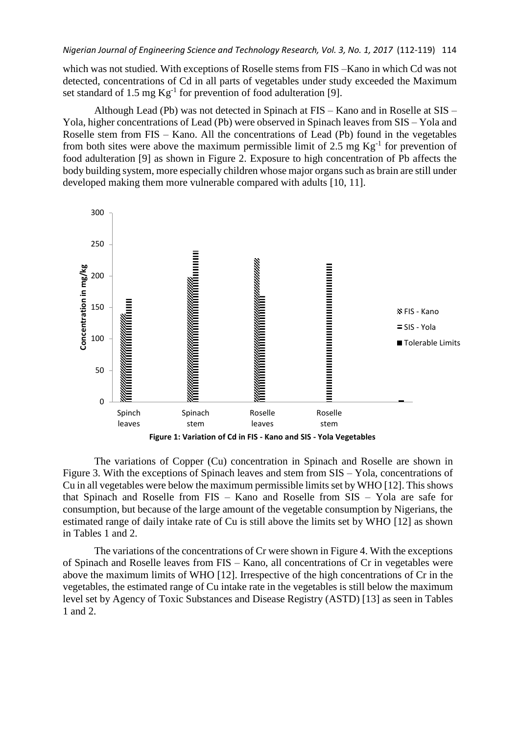which was not studied. With exceptions of Roselle stems from FIS –Kano in which Cd was not detected, concentrations of Cd in all parts of vegetables under study exceeded the Maximum set standard of 1.5 mg $Kg^{-1}$ for prevention of food adulteration [9].

Although Lead (Pb) was not detected in Spinach at FIS – Kano and in Roselle at SIS – Yola, higher concentrations of Lead (Pb) were observed in Spinach leaves from SIS – Yola and Roselle stem from FIS – Kano. All the concentrations of Lead (Pb) found in the vegetables from both sites were above the maximum permissible limit of 2.5 mg $Kg^{-1}$ for prevention of food adulteration [9] as shown in Figure 2. Exposure to high concentration of Pb affects the body building system, more especially children whose major organs such as brain are still under developed making them more vulnerable compared with adults [10, 11].

**Figure 1: Variation of Cd in FIS - Kano and SIS - Yola Vegetables**

The variations of Copper (Cu) concentration in Spinach and Roselle are shown in Figure 3. With the exceptions of Spinach leaves and stem from SIS – Yola, concentrations of Cu in all vegetables were below the maximum permissible limits set by WHO [12]. This shows that Spinach and Roselle from FIS – Kano and Roselle from SIS – Yola are safe for consumption, but because of the large amount of the vegetable consumption by Nigerians, the estimated range of daily intake rate of Cu is still above the limits set by WHO [12] as shown in Tables 1 and 2.

The variations of the concentrations of Cr were shown in Figure 4. With the exceptions of Spinach and Roselle leaves from FIS – Kano, all concentrations of Cr in vegetables were above the maximum limits of WHO [12]. Irrespective of the high concentrations of Cr in the vegetables, the estimated range of Cu intake rate in the vegetables is still below the maximum level set by Agency of Toxic Substances and Disease Registry (ASTD) [13] as seen in Tables 1 and 2.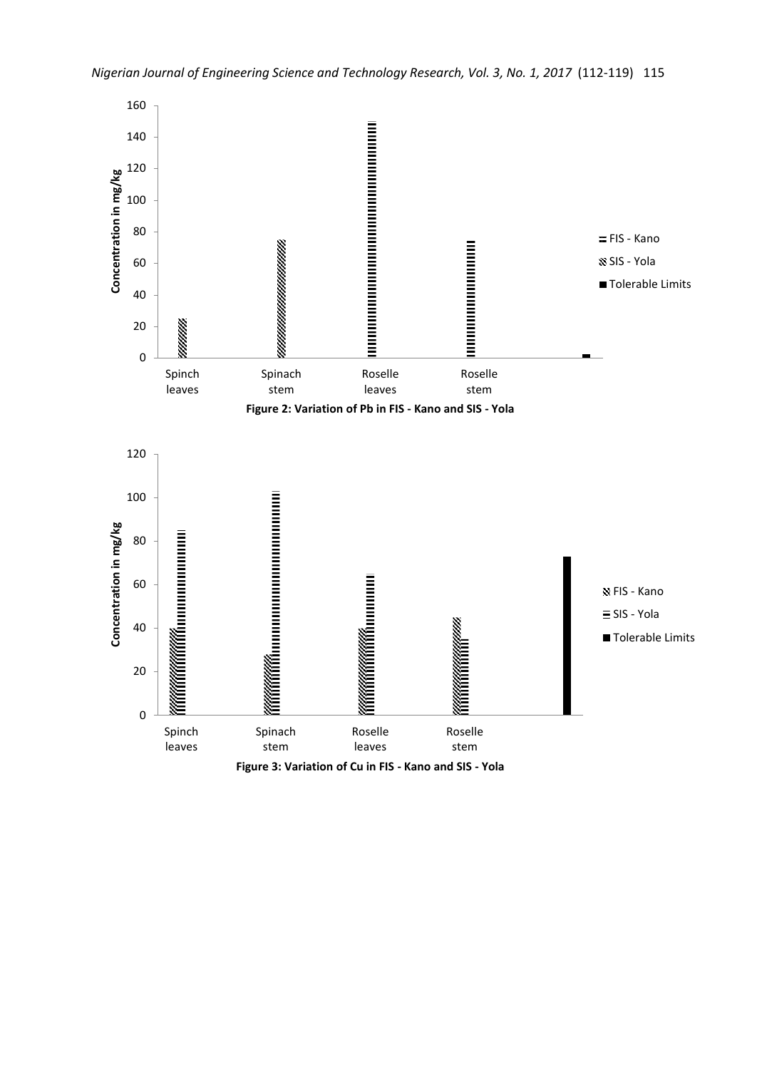Figure 2: Variation of Pb in FIS - Kano and SIS - Yola

Figure 3: Variation of Cu in FIS - Kano and SIS - Yola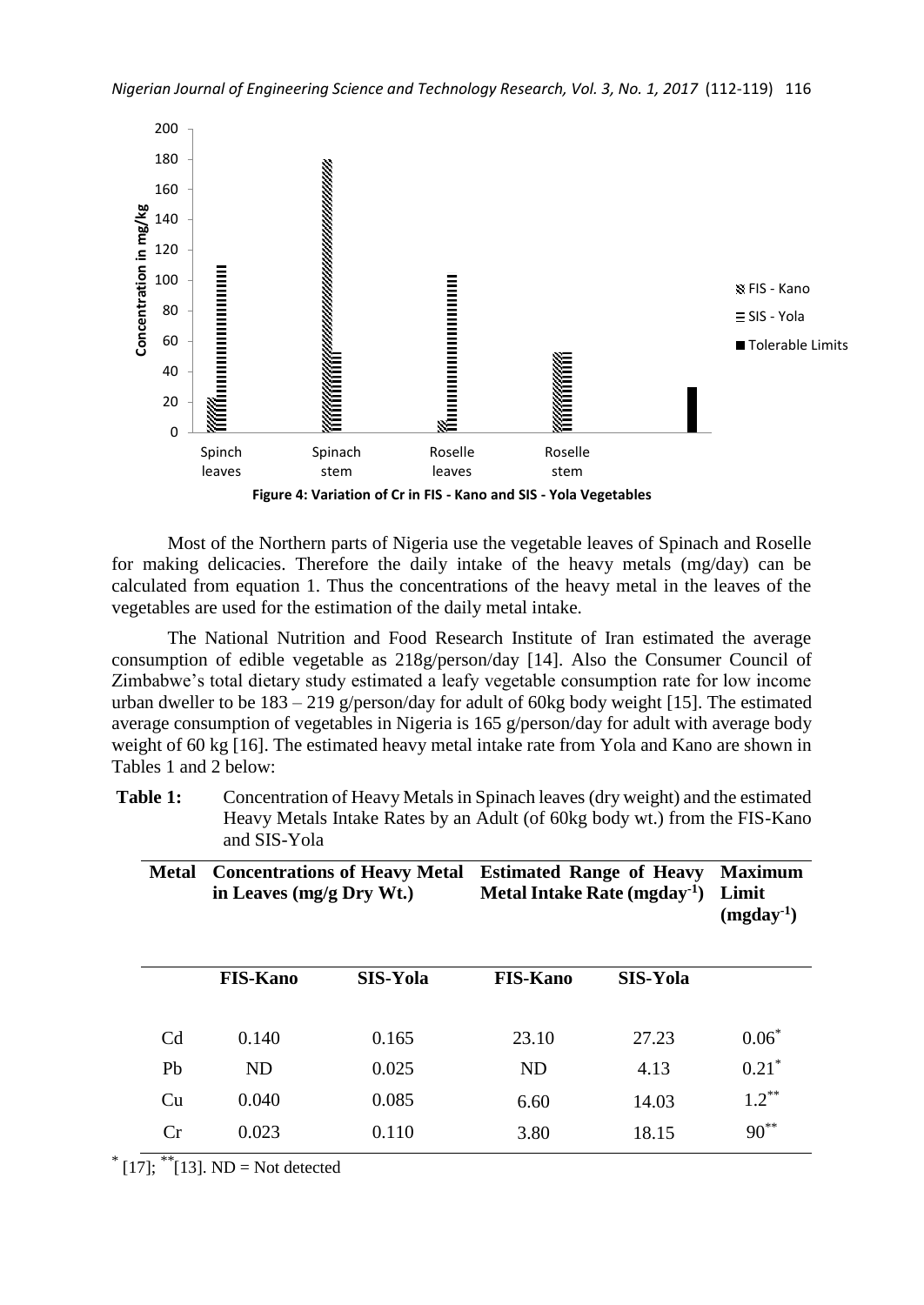Figure 4: Variation of Cr in FIS - Kano and SIS - Yola Vegetables

Most of the Northern parts of Nigeria use the vegetable leaves of Spinach and Roselle for making delicacies. Therefore the daily intake of the heavy metals (mg/day) can be calculated from equation 1. Thus the concentrations of the heavy metal in the leaves of the vegetables are used for the estimation of the daily metal intake.

The National Nutrition and Food Research Institute of Iran estimated the average consumption of edible vegetable as 218g/person/day [14]. Also the Consumer Council of Zimbabwe's total dietary study estimated a leafy vegetable consumption rate for low income urban dweller to be 183 – 219 g/person/day for adult of 60kg body weight [15]. The estimated average consumption of vegetables in Nigeria is 165 g/person/day for adult with average body weight of 60 kg [16]. The estimated heavy metal intake rate from Yola and Kano are shown in Tables 1 and 2 below:

**Table 1:** Concentration of Heavy Metals in Spinach leaves (dry weight) and the estimated Heavy Metals Intake Rates by an Adult (of 60kg body wt.) from the FIS-Kano and SIS-Yola

| Metal | Concentrations of Heavy Metal in Leaves (mg/g Dry Wt.) | | Estimated Range of Heavy Metal Intake Rate ($mgday^{-1}$) | | Maximum Limit ($mgday^{-1}$) |
|---|---|---|---|---|---|
| | FIS-Kano | SIS-Yola | FIS-Kano | SIS-Yola | |
| Cd | 0.140 | 0.165 | 23.10 | 27.23 | 0.06* |
| Pb | ND | 0.025 | ND | 4.13 | 0.21* |
| Cu | 0.040 | 0.085 | 6.60 | 14.03 | 1.2** |
| Cr | 0.023 | 0.110 | 3.80 | 18.15 | 90** |

* [17]; ** [13]. ND = Not detected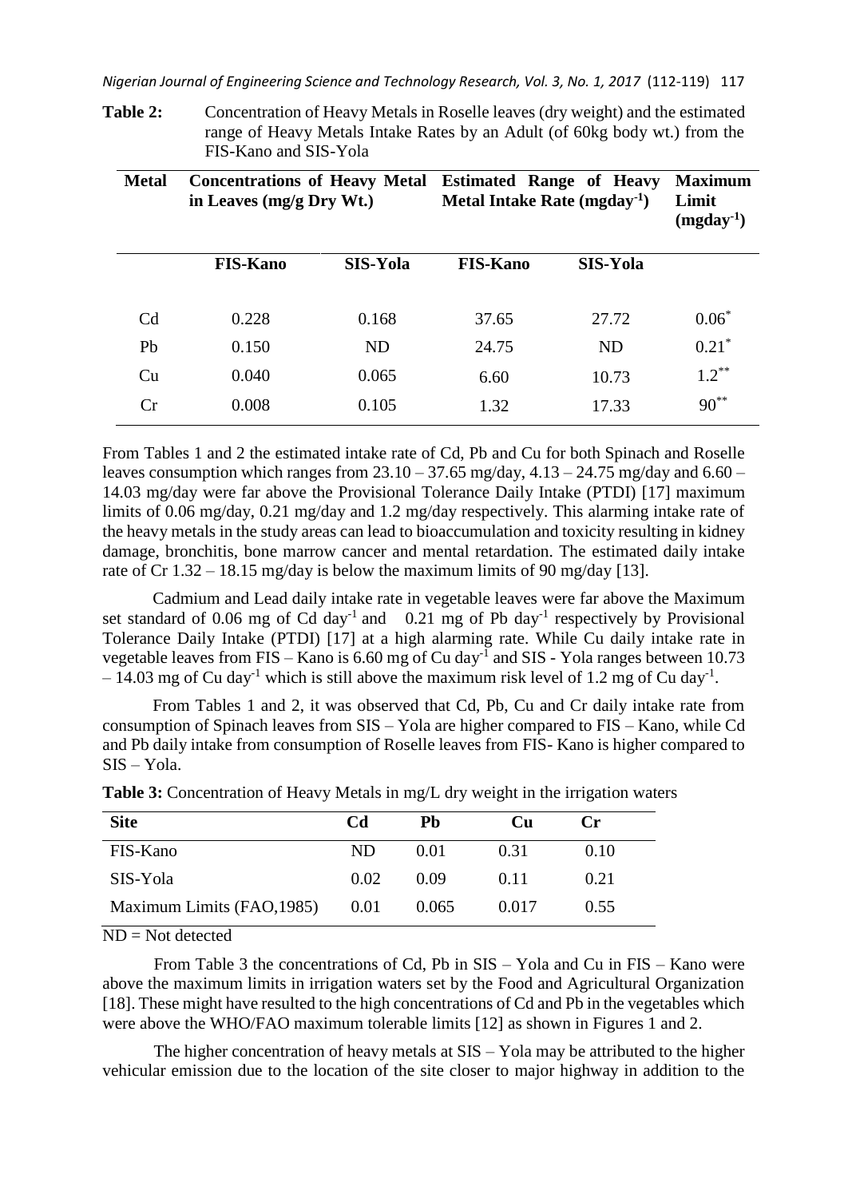**Table 2:** Concentration of Heavy Metals in Roselle leaves (dry weight) and the estimated range of Heavy Metals Intake Rates by an Adult (of 60kg body wt.) from the FIS-Kano and SIS-Yola

| Metal | Concentrations of Heavy Metal in Leaves (mg/g Dry Wt.) | | Estimated Range of Heavy Metal Intake Rate ($mgday^{-1}$) | | Maximum Limit ($mgday^{-1}$) |
|---|---|---|---|---|---|
| | FIS-Kano | SIS-Yola | FIS-Kano | SIS-Yola | |
| Cd | 0.228 | 0.168 | 37.65 | 27.72 | 0.06* |
| Pb | 0.150 | ND | 24.75 | ND | 0.21* |
| Cu | 0.040 | 0.065 | 6.60 | 10.73 | 1.2** |
| Cr | 0.008 | 0.105 | 1.32 | 17.33 | 90** |

From Tables 1 and 2 the estimated intake rate of Cd, Pb and Cu for both Spinach and Roselle leaves consumption which ranges from 23.10 – 37.65 mg/day, 4.13 – 24.75 mg/day and 6.60 – 14.03 mg/day were far above the Provisional Tolerance Daily Intake (PTDI) [17] maximum limits of 0.06 mg/day, 0.21 mg/day and 1.2 mg/day respectively. This alarming intake rate of the heavy metals in the study areas can lead to bioaccumulation and toxicity resulting in kidney damage, bronchitis, bone marrow cancer and mental retardation. The estimated daily intake rate of Cr 1.32 – 18.15 mg/day is below the maximum limits of 90 mg/day [13].

Cadmium and Lead daily intake rate in vegetable leaves were far above the Maximum set standard of 0.06 mg of Cd $day^{-1}$ and 0.21 mg of Pb $day^{-1}$ respectively by Provisional Tolerance Daily Intake (PTDI) [17] at a high alarming rate. While Cu daily intake rate in vegetable leaves from FIS – Kano is 6.60 mg of Cu $day^{-1}$ and SIS - Yola ranges between 10.73 – 14.03 mg of Cu $day^{-1}$ which is still above the maximum risk level of 1.2 mg of Cu $day^{-1}$.

From Tables 1 and 2, it was observed that Cd, Pb, Cu and Cr daily intake rate from consumption of Spinach leaves from SIS – Yola are higher compared to FIS – Kano, while Cd and Pb daily intake from consumption of Roselle leaves from FIS- Kano is higher compared to SIS – Yola.

**Table 3:** Concentration of Heavy Metals in mg/L dry weight in the irrigation waters

| Site | Cd | Pb | Cu | Cr |
|---|---|---|---|---|
| FIS-Kano | ND | 0.01 | 0.31 | 0.10 |
| SIS-Yola | 0.02 | 0.09 | 0.11 | 0.21 |
| Maximum Limits (FAO,1985) | 0.01 | 0.065 | 0.017 | 0.55 |

ND = Not detected

From Table 3 the concentrations of Cd, Pb in SIS – Yola and Cu in FIS – Kano were above the maximum limits in irrigation waters set by the Food and Agricultural Organization [18]. These might have resulted to the high concentrations of Cd and Pb in the vegetables which were above the WHO/FAO maximum tolerable limits [12] as shown in Figures 1 and 2.

The higher concentration of heavy metals at SIS – Yola may be attributed to the higher vehicular emission due to the location of the site closer to major highway in addition to the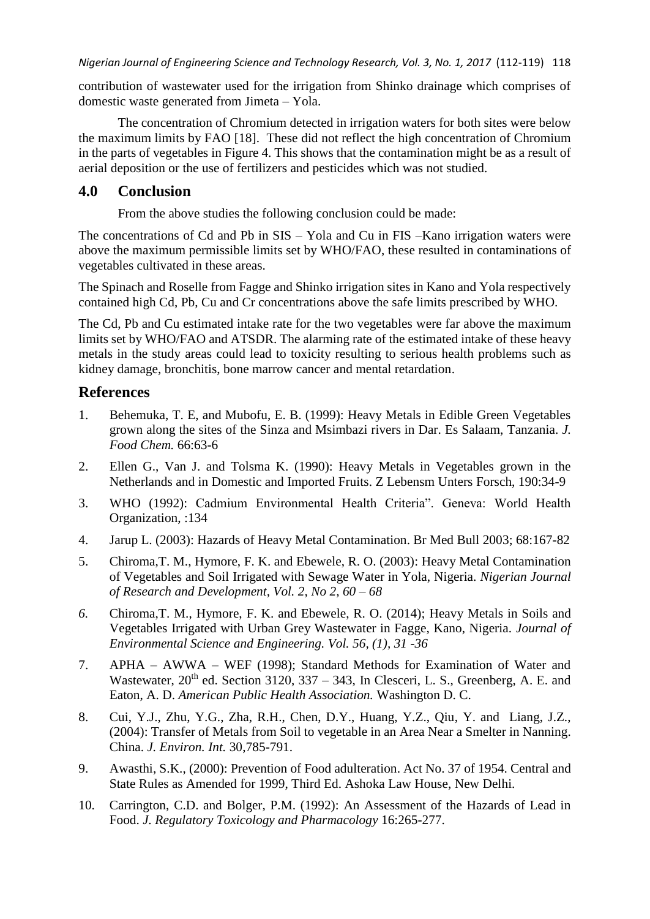contribution of wastewater used for the irrigation from Shinko drainage which comprises of domestic waste generated from Jimeta – Yola.

The concentration of Chromium detected in irrigation waters for both sites were below the maximum limits by FAO [18]. These did not reflect the high concentration of Chromium in the parts of vegetables in Figure 4. This shows that the contamination might be as a result of aerial deposition or the use of fertilizers and pesticides which was not studied.

## 4.0 Conclusion

From the above studies the following conclusion could be made:

The concentrations of Cd and Pb in SIS – Yola and Cu in FIS –Kano irrigation waters were above the maximum permissible limits set by WHO/FAO, these resulted in contaminations of vegetables cultivated in these areas.

The Spinach and Roselle from Fagge and Shinko irrigation sites in Kano and Yola respectively contained high Cd, Pb, Cu and Cr concentrations above the safe limits prescribed by WHO.

The Cd, Pb and Cu estimated intake rate for the two vegetables were far above the maximum limits set by WHO/FAO and ATSDR. The alarming rate of the estimated intake of these heavy metals in the study areas could lead to toxicity resulting to serious health problems such as kidney damage, bronchitis, bone marrow cancer and mental retardation.

## References

1. Behemuka, T. E, and Mubofu, E. B. (1999): Heavy Metals in Edible Green Vegetables grown along the sites of the Sinza and Msimbazi rivers in Dar. Es Salaam, Tanzania. *J. Food Chem.* 66:63-6
2. Ellen G., Van J. and Tolsma K. (1990): Heavy Metals in Vegetables grown in the Netherlands and in Domestic and Imported Fruits. Z Lebensm Unters Forsch, 190:34-9
3. WHO (1992): Cadmium Environmental Health Criteria". Geneva: World Health Organization, :134
4. Jarup L. (2003): Hazards of Heavy Metal Contamination. Br Med Bull 2003; 68:167-82
5. Chiroma,T. M., Hymore, F. K. and Ebewele, R. O. (2003): Heavy Metal Contamination of Vegetables and Soil Irrigated with Sewage Water in Yola, Nigeria. *Nigerian Journal of Research and Development, Vol. 2, No 2, 60 – 68*
6. Chiroma,T. M., Hymore, F. K. and Ebewele, R. O. (2014); Heavy Metals in Soils and Vegetables Irrigated with Urban Grey Wastewater in Fagge, Kano, Nigeria. *Journal of Environmental Science and Engineering. Vol. 56, (1), 31 -36*
7. APHA – AWWA – WEF (1998); Standard Methods for Examination of Water and Wastewater, 20th ed. Section 3120, 337 – 343, In Clesceri, L. S., Greenberg, A. E. and Eaton, A. D. *American Public Health Association.* Washington D. C.
8. Cui, Y.J., Zhu, Y.G., Zha, R.H., Chen, D.Y., Huang, Y.Z., Qiu, Y. and Liang, J.Z., (2004): Transfer of Metals from Soil to vegetable in an Area Near a Smelter in Nanning. China. *J. Environ. Int.* 30,785-791.
9. Awasthi, S.K., (2000): Prevention of Food adulteration. Act No. 37 of 1954. Central and State Rules as Amended for 1999, Third Ed. Ashoka Law House, New Delhi.
10. Carrington, C.D. and Bolger, P.M. (1992): An Assessment of the Hazards of Lead in Food. *J. Regulatory Toxicology and Pharmacology* 16:265-277.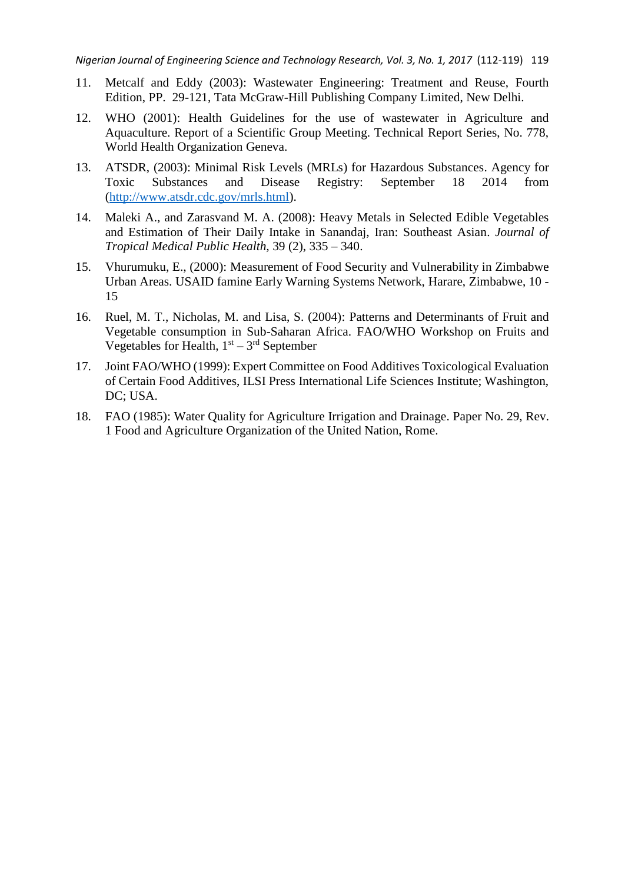11. Metcalf and Eddy (2003): Wastewater Engineering: Treatment and Reuse, Fourth Edition, PP. 29-121, Tata McGraw-Hill Publishing Company Limited, New Delhi.
12. WHO (2001): Health Guidelines for the use of wastewater in Agriculture and Aquaculture. Report of a Scientific Group Meeting. Technical Report Series, No. 778, World Health Organization Geneva.
13. ATSDR, (2003): Minimal Risk Levels (MRLs) for Hazardous Substances. Agency for Toxic Substances and Disease Registry: September 18 2014 from (http://www.atsdr.cdc.gov/mrls.html).
14. Maleki A., and Zarasvand M. A. (2008): Heavy Metals in Selected Edible Vegetables and Estimation of Their Daily Intake in Sanandaj, Iran: Southeast Asian. *Journal of Tropical Medical Public Health,* 39 (2), 335 – 340.
15. Vhurumuku, E., (2000): Measurement of Food Security and Vulnerability in Zimbabwe Urban Areas. USAID famine Early Warning Systems Network, Harare, Zimbabwe, 10 - 15
16. Ruel, M. T., Nicholas, M. and Lisa, S. (2004): Patterns and Determinants of Fruit and Vegetable consumption in Sub-Saharan Africa. FAO/WHO Workshop on Fruits and Vegetables for Health, 1st – 3rd September
17. Joint FAO/WHO (1999): Expert Committee on Food Additives Toxicological Evaluation of Certain Food Additives, ILSI Press International Life Sciences Institute; Washington, DC; USA.
18. FAO (1985): Water Quality for Agriculture Irrigation and Drainage. Paper No. 29, Rev. 1 Food and Agriculture Organization of the United Nation, Rome.